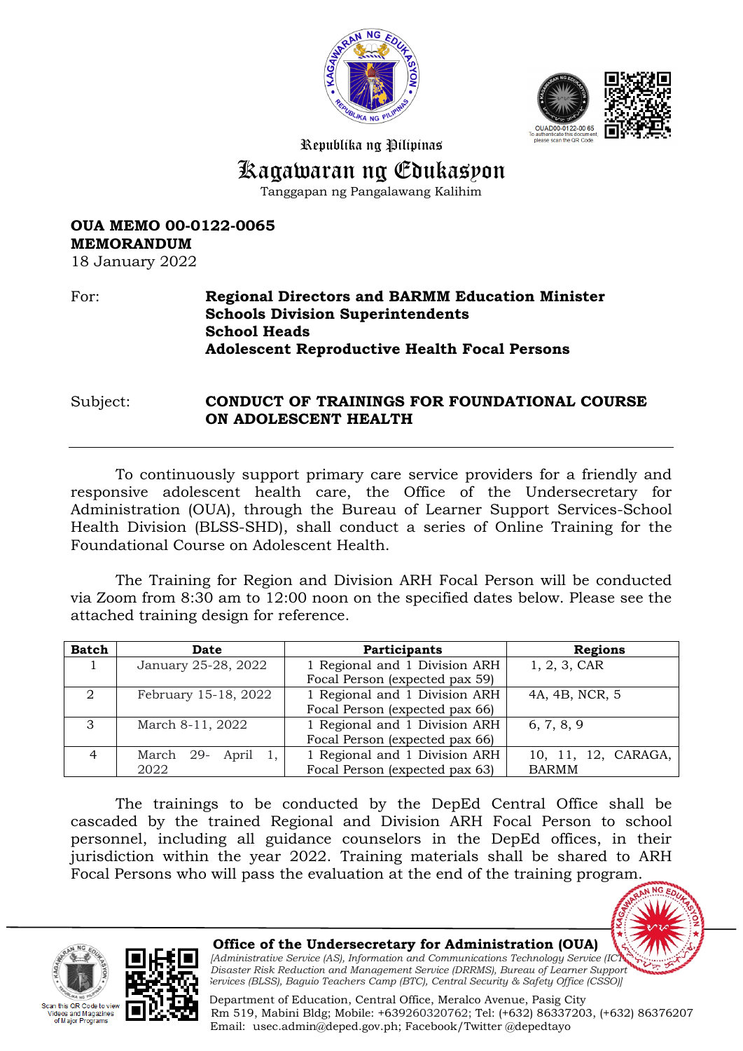Republika ng Pilipinas

# Kagawaran ng Edukasyon

Tanggapan ng Pangalawang Kalihim

OUAD00-0122-00 65
To authenticate this document, please scan the QR Code

**OUA MEMO 00-0122-0065**
**MEMORANDUM**
18 January 2022

For: **Regional Directors and BARMM Education Minister**
**Schools Division Superintendents**
**School Heads**
**Adolescent Reproductive Health Focal Persons**

Subject: **CONDUCT OF TRAININGS FOR FOUNDATIONAL COURSE ON ADOLESCENT HEALTH**

---

To continuously support primary care service providers for a friendly and responsive adolescent health care, the Office of the Undersecretary for Administration (OUA), through the Bureau of Learner Support Services-School Health Division (BLSS-SHD), shall conduct a series of Online Training for the Foundational Course on Adolescent Health.

The Training for Region and Division ARH Focal Person will be conducted via Zoom from 8:30 am to 12:00 noon on the specified dates below. Please see the attached training design for reference.

| Batch | Date | Participants | Regions |
|---|---|---|---|
| 1 | January 25-28, 2022 | 1 Regional and 1 Division ARH Focal Person (expected pax 59) | 1, 2, 3, CAR |
| 2 | February 15-18, 2022 | 1 Regional and 1 Division ARH Focal Person (expected pax 66) | 4A, 4B, NCR, 5 |
| 3 | March 8-11, 2022 | 1 Regional and 1 Division ARH Focal Person (expected pax 66) | 6, 7, 8, 9 |
| 4 | March 29- April 1, 2022 | 1 Regional and 1 Division ARH Focal Person (expected pax 63) | 10, 11, 12, CARAGA, BARMM |

The trainings to be conducted by the DepEd Central Office shall be cascaded by the trained Regional and Division ARH Focal Person to school personnel, including all guidance counselors in the DepEd offices, in their jurisdiction within the year 2022. Training materials shall be shared to ARH Focal Persons who will pass the evaluation at the end of the training program.

---

Scan this QR Code to view Videos and Magazines of Major Programs

**Office of the Undersecretary for Administration (OUA)**
*[Administrative Service (AS), Information and Communications Technology Service (ICTS), Disaster Risk Reduction and Management Service (DRRMS), Bureau of Learner Support Services (BLSS), Baguio Teachers Camp (BTC), Central Security & Safety Office (CSSO)]*

Department of Education, Central Office, Meralco Avenue, Pasig City
Rm 519, Mabini Bldg; Mobile: +639260320762; Tel: (+632) 86337203, (+632) 86376207
Email: usec.admin@deped.gov.ph; Facebook/Twitter @depedtayo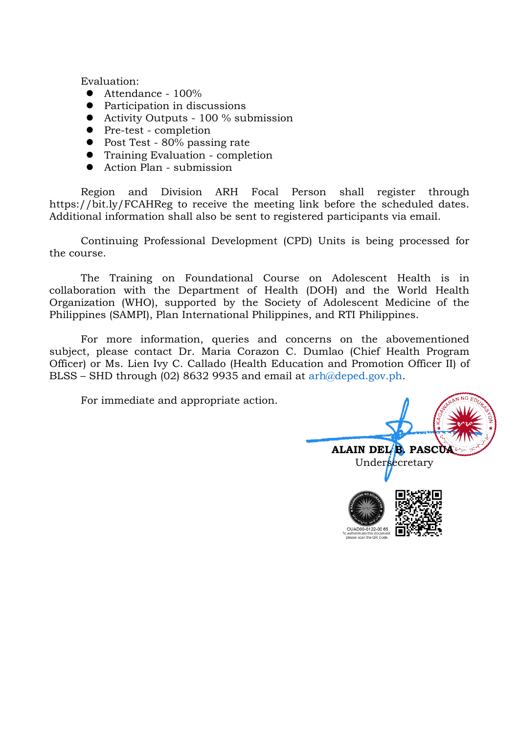Evaluation:

- Attendance - 100%
- Participation in discussions
- Activity Outputs - 100 % submission
- Pre-test - completion
- Post Test - 80% passing rate
- Training Evaluation - completion
- Action Plan - submission

Region and Division ARH Focal Person shall register through https://bit.ly/FCAHReg to receive the meeting link before the scheduled dates. Additional information shall also be sent to registered participants via email.

Continuing Professional Development (CPD) Units is being processed for the course.

The Training on Foundational Course on Adolescent Health is in collaboration with the Department of Health (DOH) and the World Health Organization (WHO), supported by the Society of Adolescent Medicine of the Philippines (SAMPI), Plan International Philippines, and RTI Philippines.

For more information, queries and concerns on the abovementioned subject, please contact Dr. Maria Corazon C. Dumlao (Chief Health Program Officer) or Ms. Lien Ivy C. Callado (Health Education and Promotion Officer II) of BLSS – SHD through (02) 8632 9935 and email at arh@deped.gov.ph.

For immediate and appropriate action.

**ALAIN DEL B. PASCUA**
Undersecretary

OUAD00-0122-00 65
To authenticate this document, please scan the QR Code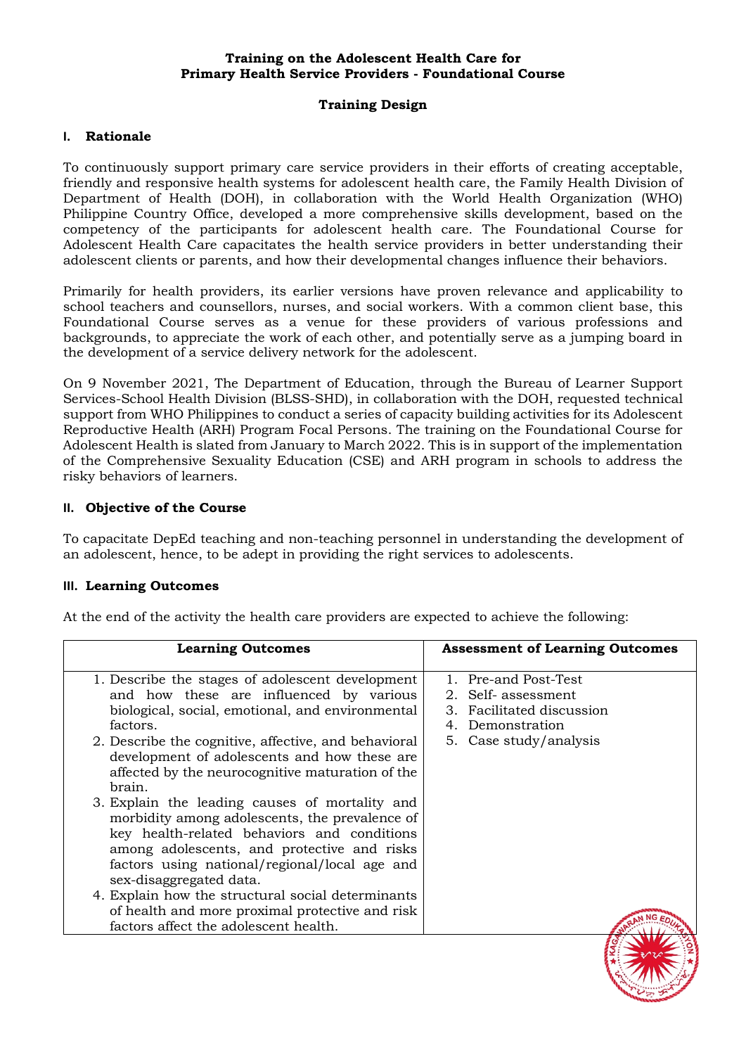**Training on the Adolescent Health Care for Primary Health Service Providers - Foundational Course**

**Training Design**

## I. Rationale

To continuously support primary care service providers in their efforts of creating acceptable, friendly and responsive health systems for adolescent health care, the Family Health Division of Department of Health (DOH), in collaboration with the World Health Organization (WHO) Philippine Country Office, developed a more comprehensive skills development, based on the competency of the participants for adolescent health care. The Foundational Course for Adolescent Health Care capacitates the health service providers in better understanding their adolescent clients or parents, and how their developmental changes influence their behaviors.

Primarily for health providers, its earlier versions have proven relevance and applicability to school teachers and counsellors, nurses, and social workers. With a common client base, this Foundational Course serves as a venue for these providers of various professions and backgrounds, to appreciate the work of each other, and potentially serve as a jumping board in the development of a service delivery network for the adolescent.

On 9 November 2021, The Department of Education, through the Bureau of Learner Support Services-School Health Division (BLSS-SHD), in collaboration with the DOH, requested technical support from WHO Philippines to conduct a series of capacity building activities for its Adolescent Reproductive Health (ARH) Program Focal Persons. The training on the Foundational Course for Adolescent Health is slated from January to March 2022. This is in support of the implementation of the Comprehensive Sexuality Education (CSE) and ARH program in schools to address the risky behaviors of learners.

## II. Objective of the Course

To capacitate DepEd teaching and non-teaching personnel in understanding the development of an adolescent, hence, to be adept in providing the right services to adolescents.

## III. Learning Outcomes

At the end of the activity the health care providers are expected to achieve the following:

| Learning Outcomes | Assessment of Learning Outcomes |
|---|---|
| 1. Describe the stages of adolescent development and how these are influenced by various biological, social, emotional, and environmental factors.<br>2. Describe the cognitive, affective, and behavioral development of adolescents and how these are affected by the neurocognitive maturation of the brain.<br>3. Explain the leading causes of mortality and morbidity among adolescents, the prevalence of key health-related behaviors and conditions among adolescents, and protective and risks factors using national/regional/local age and sex-disaggregated data.<br>4. Explain how the structural social determinants of health and more proximal protective and risk factors affect the adolescent health. | 1. Pre-and Post-Test<br>2. Self- assessment<br>3. Facilitated discussion<br>4. Demonstration<br>5. Case study/analysis |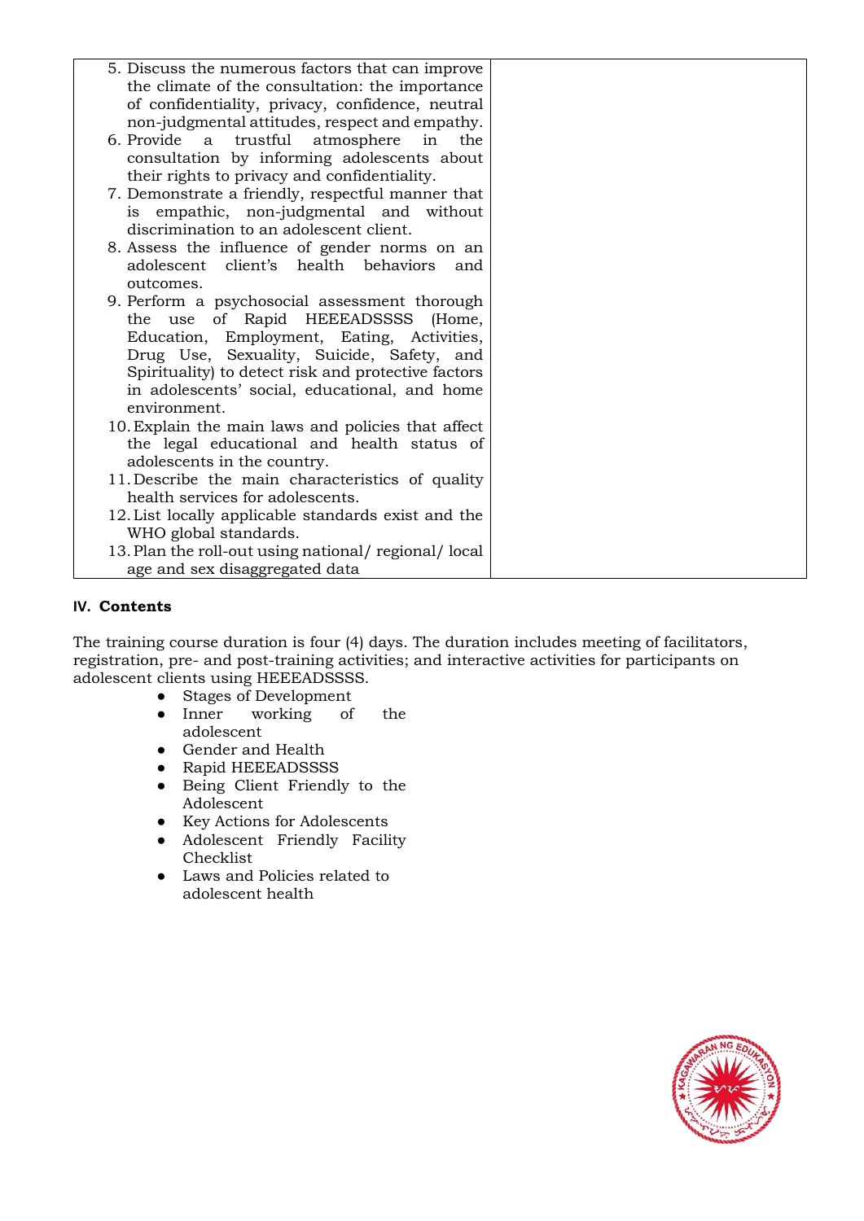| | |
|---|---|
| 5. Discuss the numerous factors that can improve the climate of the consultation: the importance of confidentiality, privacy, confidence, neutral non-judgmental attitudes, respect and empathy.<br>6. Provide a trustful atmosphere in the consultation by informing adolescents about their rights to privacy and confidentiality.<br>7. Demonstrate a friendly, respectful manner that is empathic, non-judgmental and without discrimination to an adolescent client.<br>8. Assess the influence of gender norms on an adolescent client's health behaviors and outcomes.<br>9. Perform a psychosocial assessment thorough the use of Rapid HEEEADSSSS (Home, Education, Employment, Eating, Activities, Drug Use, Sexuality, Suicide, Safety, and Spirituality) to detect risk and protective factors in adolescents' social, educational, and home environment.<br>10. Explain the main laws and policies that affect the legal educational and health status of adolescents in the country.<br>11. Describe the main characteristics of quality health services for adolescents.<br>12. List locally applicable standards exist and the WHO global standards.<br>13. Plan the roll-out using national/ regional/ local age and sex disaggregated data | |

### IV. Contents

The training course duration is four (4) days. The duration includes meeting of facilitators, registration, pre- and post-training activities; and interactive activities for participants on adolescent clients using HEEEADSSSS.

- Stages of Development
- Inner working of the adolescent
- Gender and Health
- Rapid HEEEADSSSS
- Being Client Friendly to the Adolescent
- Key Actions for Adolescents
- Adolescent Friendly Facility Checklist
- Laws and Policies related to adolescent health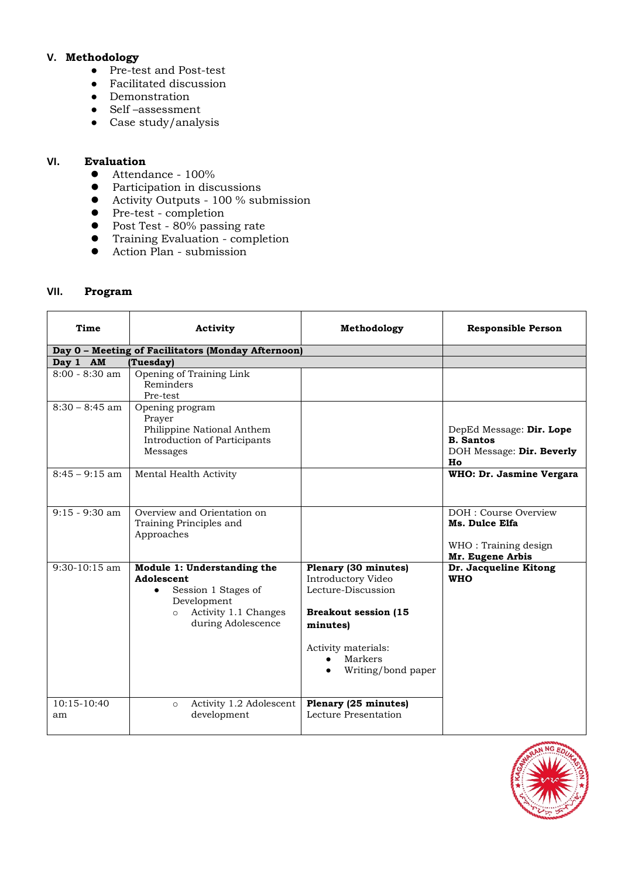## V. Methodology

- Pre-test and Post-test
- Facilitated discussion
- Demonstration
- Self –assessment
- Case study/analysis

## VI. Evaluation

- Attendance - 100%
- Participation in discussions
- Activity Outputs - 100 % submission
- Pre-test - completion
- Post Test - 80% passing rate
- Training Evaluation - completion
- Action Plan - submission

## VII. Program

| Time | Activity | Methodology | Responsible Person |
|---|---|---|---|
| **Day 0 – Meeting of Facilitators (Monday Afternoon)** | | | |
| **Day 1 AM (Tuesday)** | | | |
| 8:00 - 8:30 am | Opening of Training Link<br>Reminders<br>Pre-test | | |
| 8:30 – 8:45 am | Opening program<br>Prayer<br>Philippine National Anthem<br>Introduction of Participants<br>Messages | | DepEd Message: **Dir. Lope B. Santos**<br>DOH Message: **Dir. Beverly Ho** |
| 8:45 – 9:15 am | Mental Health Activity | | **WHO: Dr. Jasmine Vergara** |
| 9:15 - 9:30 am | Overview and Orientation on Training Principles and Approaches | | DOH : Course Overview **Ms. Dulce Elfa**<br>WHO : Training design **Mr. Eugene Arbis** |
| 9:30-10:15 am | **Module 1: Understanding the Adolescent**<br>• Session 1 Stages of Development<br>○ Activity 1.1 Changes during Adolescence | **Plenary (30 minutes)**<br>Introductory Video<br>Lecture-Discussion<br>**Breakout session (15 minutes)**<br>Activity materials:<br>• Markers<br>• Writing/bond paper | **Dr. Jacqueline Kitong WHO** |
| 10:15-10:40 am | ○ Activity 1.2 Adolescent development | **Plenary (25 minutes)**<br>Lecture Presentation | |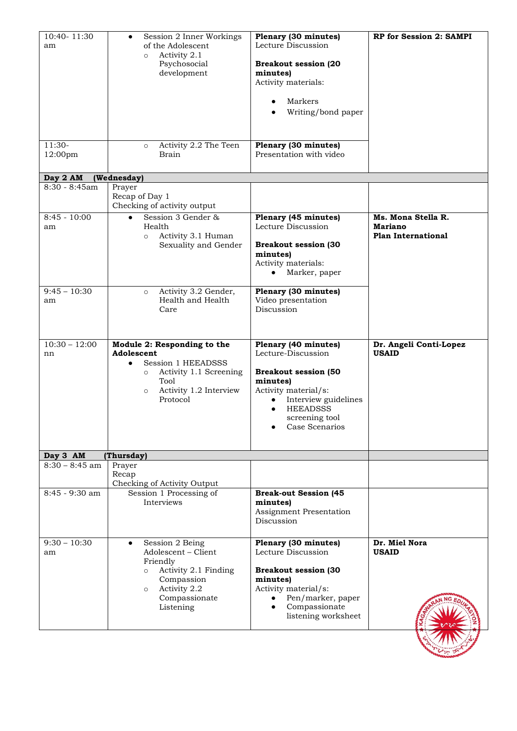| | | | |
|---|---|---|---|
| 10:40- 11:30 am | • Session 2 Inner Workings of the Adolescent<br>○ Activity 2.1 Psychosocial development | **Plenary (30 minutes)**<br>Lecture Discussion<br><br>**Breakout session (20 minutes)**<br>Activity materials:<br>• Markers<br>• Writing/bond paper | **RP for Session 2: SAMPI** |
| 11:30-12:00pm | ○ Activity 2.2 The Teen Brain | **Plenary (30 minutes)**<br>Presentation with video | |
| **Day 2 AM (Wednesday)** | | | |
| 8:30 - 8:45am | Prayer<br>Recap of Day 1<br>Checking of activity output | | |
| 8:45 - 10:00 am | • Session 3 Gender & Health<br>○ Activity 3.1 Human Sexuality and Gender | **Plenary (45 minutes)**<br>Lecture Discussion<br><br>**Breakout session (30 minutes)**<br>Activity materials:<br>• Marker, paper | **Ms. Mona Stella R. Mariano**<br>**Plan International** |
| 9:45 – 10:30 am | ○ Activity 3.2 Gender, Health and Health Care | **Plenary (30 minutes)**<br>Video presentation<br>Discussion | |
| 10:30 – 12:00 nn | **Module 2: Responding to the Adolescent**<br>• Session 1 HEEADSSS<br>○ Activity 1.1 Screening Tool<br>○ Activity 1.2 Interview Protocol | **Plenary (40 minutes)**<br>Lecture-Discussion<br><br>**Breakout session (50 minutes)**<br>Activity material/s:<br>• Interview guidelines<br>• HEEADSSS screening tool<br>• Case Scenarios | **Dr. Angeli Conti-Lopez**<br>**USAID** |
| **Day 3 AM (Thursday)** | | | |
| 8:30 – 8:45 am | Prayer<br>Recap<br>Checking of Activity Output | | |
| 8:45 - 9:30 am | Session 1 Processing of Interviews | **Break-out Session (45 minutes)**<br>Assignment Presentation<br>Discussion | |
| 9:30 – 10:30 am | • Session 2 Being Adolescent – Client Friendly<br>○ Activity 2.1 Finding Compassion<br>○ Activity 2.2 Compassionate Listening | **Plenary (30 minutes)**<br>Lecture Discussion<br><br>**Breakout session (30 minutes)**<br>Activity material/s:<br>• Pen/marker, paper<br>• Compassionate listening worksheet | **Dr. Miel Nora**<br>**USAID** |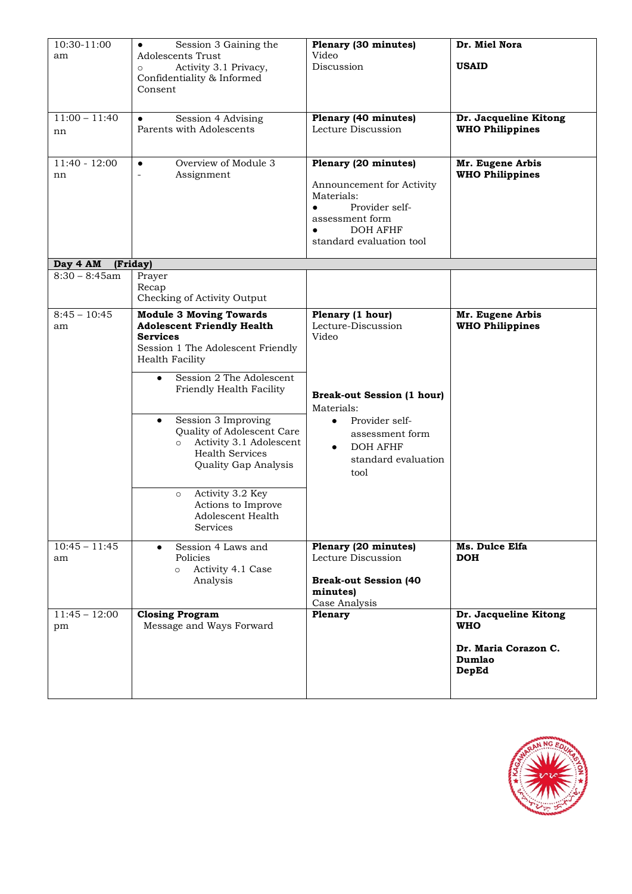| | | | |
|---|---|---|---|
| 10:30-11:00 am | • Session 3 Gaining the Adolescents Trust<br>○ Activity 3.1 Privacy, Confidentiality & Informed Consent | **Plenary (30 minutes)**<br>Video<br>Discussion | **Dr. Miel Nora**<br><br>**USAID** |
| 11:00 – 11:40 nn | • Session 4 Advising Parents with Adolescents | **Plenary (40 minutes)**<br>Lecture Discussion | **Dr. Jacqueline Kitong**<br>**WHO Philippines** |
| 11:40 - 12:00 nn | • Overview of Module 3<br>- Assignment | **Plenary (20 minutes)**<br><br>Announcement for Activity<br>Materials:<br>• Provider self-assessment form<br>• DOH AFHF standard evaluation tool | **Mr. Eugene Arbis**<br>**WHO Philippines** |
| **Day 4 AM (Friday)** | | | |
| 8:30 – 8:45am | Prayer<br>Recap<br>Checking of Activity Output | | |
| 8:45 – 10:45 am | **Module 3 Moving Towards Adolescent Friendly Health Services**<br>Session 1 The Adolescent Friendly Health Facility<br>• Session 2 The Adolescent Friendly Health Facility<br>• Session 3 Improving Quality of Adolescent Care<br>○ Activity 3.1 Adolescent Health Services Quality Gap Analysis<br>○ Activity 3.2 Key Actions to Improve Adolescent Health Services | **Plenary (1 hour)**<br>Lecture-Discussion<br>Video<br><br>**Break-out Session (1 hour)**<br>Materials:<br>• Provider self-assessment form<br>• DOH AFHF standard evaluation tool | **Mr. Eugene Arbis**<br>**WHO Philippines** |
| 10:45 – 11:45 am | • Session 4 Laws and Policies<br>○ Activity 4.1 Case Analysis | **Plenary (20 minutes)**<br>Lecture Discussion<br><br>**Break-out Session (40 minutes)**<br>Case Analysis | **Ms. Dulce Elfa**<br>**DOH** |
| 11:45 – 12:00 pm | **Closing Program**<br>Message and Ways Forward | **Plenary** | **Dr. Jacqueline Kitong**<br>**WHO**<br><br>**Dr. Maria Corazon C. Dumlao**<br>**DepEd** |